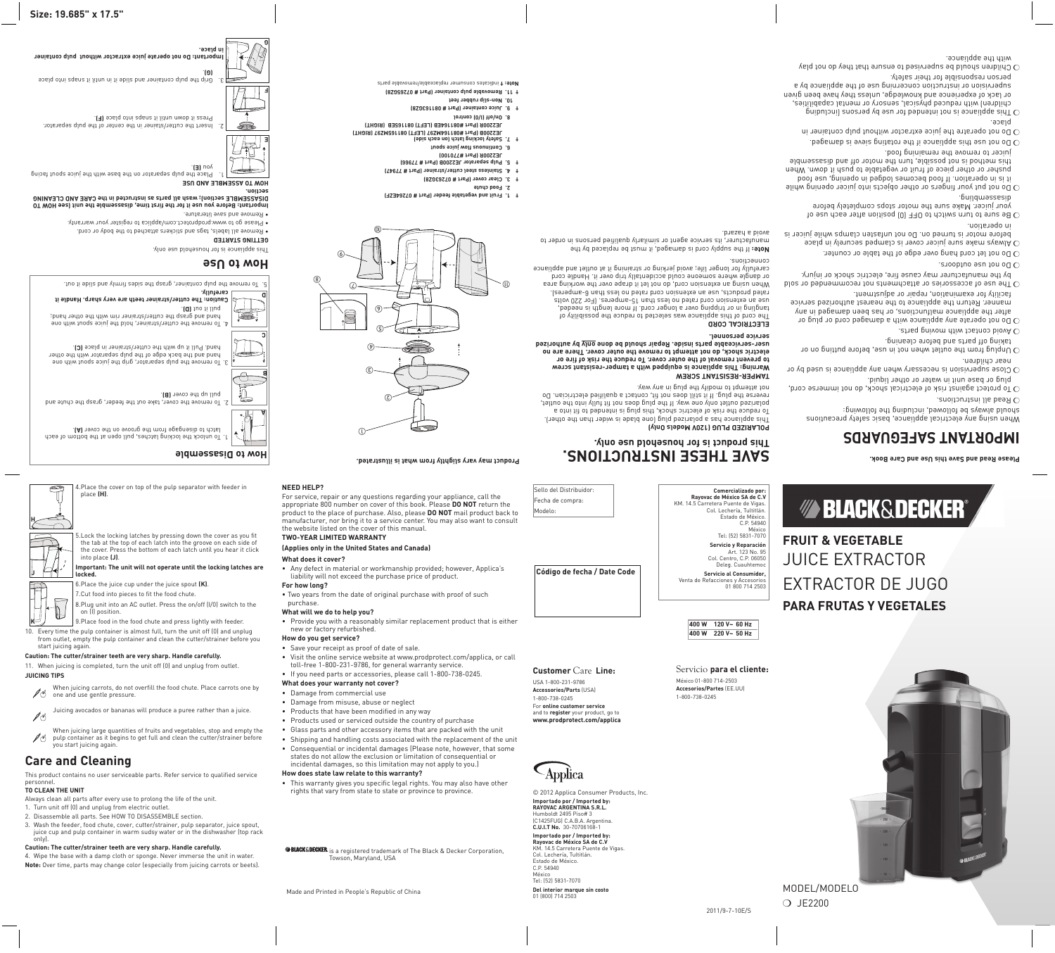Size: 19.685" x 17.5"

# IMPORTANT SAFEGUARDS

**Please Read and Save this Use and Care Book.**

When using any electrical appliance, basic safety precautions should always be followed, including the following:

- ❍ Read all instructions.
- ❍ To protect against risk of electrical shock, do not immerse cord, plug or base unit in water or other liquid.
- ❍ Close supervision is necessary when any appliance is used by or near children.
- ❍ Unplug from the outlet when not in use, before putting on or taking off parts and before cleaning.
- ❍ Avoid contact with moving parts.
- ❍ Do not operate any appliance with a damaged cord or plug or after the appliance malfunctions, or has been damaged in any manner. Return the appliance to the nearest authorized service facility for examination, repair or adjustment.
- ❍ The use of accessories or attachments not recommended or sold by the manufacturer may cause fire, electric shock or injury.
- ❍ Do not use outdoors.
- ❍ Do not let cord hang over edge of the table or counter.
- ❍ Always make sure juicer cover is clamped securely in place before motor is turned on. Do not unfasten clamps while juicer is in operation.
- ❍ Be sure to turn switch to OFF (0) position after each use of your juicer. Make sure the motor stops completely before disassembling.
- ❍ Do not put your fingers or other objects into juicer opening while it is in operation. If food becomes lodged in opening, use food pusher or other piece of fruit or vegetable to push it down. When this method is not possible, turn the motor off and disassemble juicer to remove the remaining food.
- ❍ Do not use this appliance if the rotating sieve is damaged.
- ❍ Do not operate the juice extractor without pulp container in place.
- ❍ This appliance is not intended for use by persons (including children) with reduced physical, sensory or mental capabilities, or lack of experience and knowledge, unless they have been given supervision or instruction concerning use of the appliance by a person responsible for their safety.
- ❍ Children should be supervised to ensure that they do not play with the appliance.

# SAVE THESE INSTRUCTIONS.

**This product is for household use only.**

**POLARIZED PLUG (120V Models Only)**

This appliance has a polarized plug (one blade is wider than the other). To reduce the risk of electric shock, this plug is intended to fit into a polarized outlet only one way. If the plug does not fit fully into the outlet, reverse the plug. If it still does not fit, contact a qualified electrician. Do not attempt to modify the plug in any way.

**TAMPER-RESISTANT SCREW**

**Warning: This appliance is equipped with a tamper-resistant screw to prevent removal of the outer cover. To reduce the risk of fire or electric shock, do not attempt to remove the outer cover. There are no user-serviceable parts inside. Repair should be done only by authorized service personnel.**

**ELECTRICAL CORD**

The cord of this appliance was selected to reduce the possibility of tangling in or tripping over a longer cord. If more length is needed, use an extension cord rated no less than 15-amperes. (For 220 volts rated products, use an extension cord rated no less than 6-amperes). When using an extension cord, do not let it drape over the working area or dangle where someone could accidentally trip over it. Handle cord carefully for longer life; avoid jerking or straining it at outlet and appliance connections.

**Note:** If the supply cord is damaged, it must be replaced by the manufacturer, its service agent or similarly qualified persons in order to avoid a hazard.

**Product may vary slightly from what is illustrated.**

- **† 1. Fruit and vegetable feeder (Part # 07264EZF)**
- **2. Food chute**
- **† 3. Clear cover (Part # 07263G28)**
- **† 4. Stainless steel cutter/strainer (Part # 77947)**
- **† 5. Pulp separator JE2200B (Part # 77966)**
  **JE2200R (Part #770100)**
- **6. Continuous flow juice spout**
- **† 7. Safety locking latch (on each side)**
  **JE2200B (Part #08116EB (LEFT) 08116SEB (RIGHT)**
  **JE2200R (Part #08116AMZ97 (LEFT) 08116SMZ97 (RIGHT)**
- **8. On/off (I/0) control**
- **† 9. Juice container (Part # 08116G28)**
- **10. Non-slip rubber feet**
- **† 11. Removable pulp container (Part # 07265G28)**

**Note: †** indicates consumer replaceable/removable parts

# How to Use

This appliance is for household use only.

**GETTING STARTED**

- Remove all labels, tags and stickers attached to the body or cord.
- Please go to www.prodprotect.com/applica to register your warranty.
- Remove and save literature.

**Important: Before you use it for the first time, disassemble the unit (see HOW TO DISASSEMBLE section); wash all parts as instructed in the CARE AND CLEANING section.**

**HOW TO ASSEMBLE AND USE**

1. Place the pulp separator on the base with the juice spout facing you **(E)**.
2. Insert the cutter/strainer in the center of the pulp separator. Press it down until it snaps into place **(F)**.
3. Grip the pulp container and slide it in until it snaps into place **(G)**.

**Important: Do not operate juice extractor without pulp container in place.**

4. Place the cover on top of the pulp separator with feeder in place **(H)**.
5. Lock the locking latches by pressing down the cover as you fit the tab at the top of each latch into the groove on each side of the cover. Press the bottom of each latch until you hear it click into place **(J)**.

**Important: The unit will not operate until the locking latches are locked.**

6. Place the juice cup under the juice spout **(K)**.
7. Cut food into pieces to fit the food chute.
8. Plug unit into an AC outlet. Press the on/off (I/0) switch to the on (I) position.
9. Place food in the food chute and press lightly with feeder.
10. Every time the pulp container is almost full, turn the unit off (0) and unplug from outlet, empty the pulp container and clean the cutter/strainer before you start juicing again.

**Caution: The cutter/strainer teeth are very sharp. Handle carefully.**

11. When juicing is completed, turn the unit off (0) and unplug from outlet.

**JUICING TIPS**

- When juicing carrots, do not overfill the food chute. Place carrots one by one and use gentle pressure.
- Juicing avocados or bananas will produce a puree rather than a juice.
- When juicing large quantities of fruits and vegetables, stop and empty the pulp container as it begins to get full and clean the cutter/strainer before you start juicing again.

# How to Disassemble

1. To unlock the locking latches, pull open at the bottom of each latch to disengage from the groove on the cover **(A)**.
2. To remove the cover, take out the feeder, grasp the chute and pull up the cover **(B)**.
3. To remove the pulp separator, grip the juice spout with one hand and grasp the back edge of the pulp separator with the other hand. Pull it up with the cutter/strainer in place **(C)**.
4. To remove the cutter/strainer, hold the juice spout with one hand and grasp the cutter/strainer rim with the other hand; pull it out **(D)**.

**Caution: The cutter/strainer teeth are very sharp. Handle it carefully.**

5. To remove the pulp container, grasp the sides firmly and slide it out.

# Care and Cleaning

This product contains no user serviceable parts. Refer service to qualified service personnel.

**TO CLEAN THE UNIT**

Always clean all parts after every use to prolong the life of the unit.

1. Turn unit off (0) and unplug from electric outlet.
2. Disassemble all parts. See HOW TO DISASSEMBLE section.
3. Wash the feeder, food chute, cover, cutter/strainer, pulp separator, juice spout, juice cup and pulp container in warm sudsy water or in the dishwasher (top rack only).

**Caution: The cutter/strainer teeth are very sharp. Handle carefully.**

4. Wipe the base with a damp cloth or sponge. Never immerse the unit in water.

**Note:** Over time, parts may change color (especially from juicing carrots or beets).

**NEED HELP?**

For service, repair or any questions regarding your appliance, call the appropriate 800 number on cover of this book. Please **DO NOT** return the product to the place of purchase. Also, please **DO NOT** mail product back to manufacturer, nor bring it to a service center. You may also want to consult the website listed on the cover of this manual.

**TWO-YEAR LIMITED WARRANTY**

**(Applies only in the United States and Canada)**

**What does it cover?**

- Any defect in material or workmanship provided; however, Applica's liability will not exceed the purchase price of product.

**For how long?**

- Two years from the date of original purchase with proof of such purchase.

**What will we do to help you?**

- Provide you with a reasonably similar replacement product that is either new or factory refurbished.

**How do you get service?**

- Save your receipt as proof of date of sale.
- Visit the online service website at www.prodprotect.com/applica, or call toll-free 1-800-231-9786, for general warranty service.
- If you need parts or accessories, please call 1-800-738-0245.

**What does your warranty not cover?**

- Damage from commercial use
- Damage from misuse, abuse or neglect
- Products that have been modified in any way
- Products used or serviced outside the country of purchase
- Glass parts and other accessory items that are packed with the unit
- Shipping and handling costs associated with the replacement of the unit
- Consequential or incidental damages (Please note, however, that some states do not allow the exclusion or limitation of consequential or incidental damages, so this limitation may not apply to you.)

**How does state law relate to this warranty?**

- This warranty gives you specific legal rights. You may also have other rights that vary from state to state or province to province.

BLACK&DECKER is a registered trademark of The Black & Decker Corporation, Towson, Maryland, USA

Made and Printed in People's Republic of China

Sello del Distribuidor:
Fecha de compra:
Modelo:

**Código de fecha / Date Code**

**Comercializado por:**
**Rayovac de México SA de C.V**
KM. 14.5 Carretera Puente de Vigas.
Col. Lechería, Tultitlán.
Estado de México.
C.P. 54940
México
Tel: (52) 5831-7070

**Servicio y Reparación**
Art. 123 No. 95
Col. Centro, C.P. 06050
Deleg. Cuauhtemoc

**Servicio al Consumidor,**
Venta de Refacciones y Accesorios
01 800 714 2503

| | |
|---|---|
| **400 W** | **120 V~ 60 Hz** |
| **400 W** | **220 V~ 50 Hz** |

**Customer Care Line:**
USA 1-800-231-9786
**Accessories/Parts** (USA)
1-800-738-0245
For **online customer service** and to **register** your product, go to **www.prodprotect.com/applica**

Servicio **para el cliente:**
México 01-800 714-2503
**Accesorios/Partes** (EE.UU)
1-800-738-0245

Applica

© 2012 Applica Consumer Products, Inc.

**Importado por / Imported by:**
**RAYOVAC ARGENTINA S.R.L.**
Humboldt 2495 Piso# 3
(C1425FUG) C.A.B.A. Argentina.
**C.U.I.T No.** 30-70706168-1

**Importado por / Imported by:**
**Rayovac de México SA de C.V**
KM. 14.5 Carretera Puente de Vigas.
Col. Lechería, Tultitlán.
Estado de México.
C.P. 54940
México
Tel: (52) 5831-7070

**Del interior marque sin costo**
01 (800) 714 2503

BLACK&DECKER®

## FRUIT & VEGETABLE
# JUICE EXTRACTOR
# EXTRACTOR DE JUGO
## PARA FRUTAS Y VEGETALES

MODEL/MODELO
❍ JE2200

2011/9-7-10E/S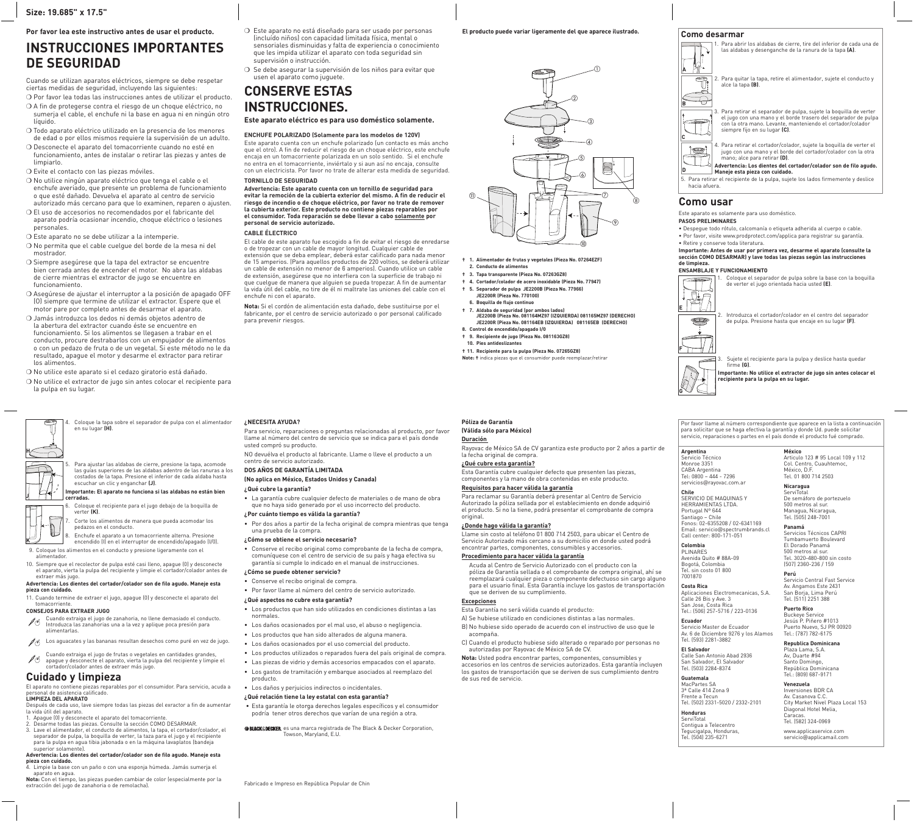Size: 19.685" x 17.5"

**Por favor lea este instructivo antes de usar el producto.**

# INSTRUCCIONES IMPORTANTES DE SEGURIDAD

Cuando se utilizan aparatos eléctricos, siempre se debe respetar ciertas medidas de seguridad, incluyendo las siguientes:

- ❍ Por favor lea todas las instrucciones antes de utilizar el producto.
- ❍ A fin de protegerse contra el riesgo de un choque eléctrico, no sumerja el cable, el enchufe ni la base en agua ni en ningún otro líquido.
- ❍ Todo aparato eléctrico utilizado en la presencia de los menores de edad o por ellos mismos requiere la supervisión de un adulto.
- ❍ Desconecte el aparato del tomacorriente cuando no esté en funcionamiento, antes de instalar o retirar las piezas y antes de limpiarlo.
- ❍ Evite el contacto con las piezas móviles.
- ❍ No utilice ningún aparato eléctrico que tenga el cable o el enchufe averiado, que presente un problema de funcionamiento o que esté dañado. Devuelva el aparato al centro de servicio autorizado más cercano para que lo examinen, reparen o ajusten.
- ❍ El uso de accesorios no recomendados por el fabricante del aparato podría ocasionar incendio, choque eléctrico o lesiones personales.
- ❍ Este aparato no se debe utilizar a la intemperie.
- ❍ No permita que el cable cuelgue del borde de la mesa ni del mostrador.
- ❍ Siempre asegúrese que la tapa del extractor se encuentre bien cerrada antes de encender el motor. No abra las aldabas de cierre mientras el extractor de jugo se encuentre en funcionamiento.
- ❍ Asegúrese de ajustar el interruptor a la posición de apagado OFF (O) siempre que termine de utilizar el extractor. Espere que el motor pare por completo antes de desarmar el aparato.
- ❍ Jamás introduzca los dedos ni demás objetos adentro de la abertura del extractor cuando éste se encuentre en funcionamiento. Si los alimentos se llegasen a trabar en el conducto, procure destrabarlos con un empujador de alimentos o con un pedazo de fruta o de un vegetal. Si este método no le da resultado, apague el motor y desarme el extractor para retirar los alimentos.
- ❍ No utilice este aparato si el cedazo giratorio está dañado.
- ❍ No utilice el extractor de jugo sin antes colocar el recipiente para la pulpa en su lugar.
- ❍ Este aparato no está diseñado para ser usado por personas (incluído niños) con capacidad limitada física, mental o sensoriales disminuidas y falta de experiencia o conocimiento que les impida utilizar el aparato con toda seguridad sin supervisión o instrucción.
- ❍ Se debe asegurar la supervisión de los niños para evitar que usen el aparato como juguete.

# CONSERVE ESTAS INSTRUCCIONES.

**Este aparato eléctrico es para uso doméstico solamente.**

**ENCHUFE POLARIZADO (Solamente para los modelos de 120V)**

Este aparato cuenta con un enchufe polarizado (un contacto es más ancho que el otro). A fin de reducir el riesgo de un choque eléctrico, este enchufe encaja en un tomacorriente polarizada en un solo sentido. Si el enchufe no entra en el tomacorriente, inviértalo y si aun así no encaja, consulte con un electricista. Por favor no trate de alterar esta medida de seguridad.

**TORNILLO DE SEGURIDAD**

**Advertencia: Este aparato cuenta con un tornillo de seguridad para evitar la remoción de la cubierta exterior del mismo. A fin de reducir el riesgo de incendio o de choque eléctrico, por favor no trate de remover la cubierta exterior. Este producto no contiene piezas reparables por el consumidor. Toda reparación se debe llevar a cabo solamente por personal de servicio autorizado.**

**CABLE ÉLECTRICO**

El cable de este aparato fue escogido a fin de evitar el riesgo de enredarse o de tropezar con un cable de mayor longitud. Cualquier cable de extensión que se deba emplear, deberá estar calificado para nada menor de 15 amperios. (Para aquellos productos de 220 voltios, se deberá utilizar un cable de extensión no menor de 6 amperios). Cuando utilice un cable de extensión, asegúrese que no interfiera con la superficie de trabajo ni que cuelgue de manera que alguien se pueda tropezar. A fin de aumentar la vida útil del cable, no tire de él ni maltrate las uniones del cable con el enchufe ni con el aparato.

**Nota:** Si el cordón de alimentación esta dañado, debe sustituirse por el fabricante, por el centro de servicio autorizado o por personal calificado para prevenir riesgos.

**El producto puede variar ligeramente del que aparece ilustrado.**

- **† 1. Alimentador de frutas y vegetales (Pieza No. 07264EZF)**
- **2. Conducto de alimentos**
- **† 3. Tapa transparente (Pieza No. 07263GZ8)**
- **† 4. Cortador/colador de acero inoxidable (Pieza No. 77947)**
- **† 5. Separador de pulpa JE2200B (Pieza No. 77966) JE2200R (Pieza No. 770100)**
- **6. Boquilla de flujo contínuo**
- **† 7. Aldaba de seguridad (por ambos lados) JE2200B (Pieza No. 081164MZ97 (IZQUIERDA) 081165MZ97 (DERECHO) JE2200R (Pieza No. 081164EB (IZQUIERDA) 081165EB (DERECHO)**
- **8. Control de encendido/apagado I/O**
- **† 9. Recipiente de jugo (Pieza No. 081163GZ8)**
- **10. Pies antideslizantes**
- **† 11. Recipiente para la pulpa (Pieza No. 07265GZ8)**

**Note: †** indica piezas que el consumidor puede reemplazar/retirar

## Como desarmar

1. Para abrir los aldabas de cierre, tire del inferior de cada una de las aldabas y desenganche de la ranura de la tapa **(A)**.
2. Para quitar la tapa, retire el alimentador, sujete el conducto y alce la tapa **(B)**.
3. Para retirar el separador de pulpa, sujete la boquilla de verter el jugo con una mano y el borde trasero del separador de pulpa con la otra mano. Levante, manteniendo el cortador/colador siempre fijo en su lugar **(C)**.
4. Para retirar el cortador/colador, sujete la boquilla de verter el jugo con una mano y el borde del cortador/colador con la otra mano; alce para retirar **(D)**.

**Advertencia: Los dientes del cortador/colador son de filo agudo. Maneje esta pieza con cuidado.**

5. Para retirar el recipiente de la pulpa, sujete los lados firmemente y deslice hacia afuera.

## Como usar

Este aparato es solamente para uso doméstico.

**PASOS PRELIMINARES**

- Despegue todo rótulo, calcomanía o etiqueta adherida al cuerpo o cable.
- Por favor, visite www.prodprotect.com/applica para registrar su garantía.
- Retire y conserve toda literatura.

**Importante: Antes de usar por primera vez, desarme el aparato (consulte la sección COMO DESARMAR) y lave todas las piezas según las instrucciones de limpieza.**

**ENSAMBLAJE Y FUNCIONAMIENTO**

1. Coloque el separador de pulpa sobre la base con la boquilla de verter el jugo orientada hacia usted **(E)**.
2. Introduzca el cortador/colador en el centro del separador de pulpa. Presione hasta que encaje en su lugar **(F)**.
3. Sujete el recipiente para la pulpa y deslice hasta quedar firme **(G)**.

**Importante: No utilice el extractor de jugo sin antes colocar el recipiente para la pulpa en su lugar.**

4. Coloque la tapa sobre el separador de pulpa con el alimentador en su lugar **(H)**.
5. Para ajustar las aldabas de cierre, presione la tapa, acomode las guías superiores de las aldabas adentro de las ranuras a los costados de la tapa. Presione el inferior de cada aldaba hasta escuchar un clic y enganchar **(J)**.

**Importante: El aparato no funciona si las aldabas no están bien cerradas.**

6. Coloque el recipiente para el jugo debajo de la boquilla de verter **(K)**.
7. Corte los alimentos de manera que pueda acomodar los pedazos en el conducto.
8. Enchufe el aparato a un tomacorriente alterna. Presione encendido (I) en el interruptor de encendido/apagado (I/O).
9. Coloque los alimentos en el conducto y presione ligeramente con el alimentador.
10. Siempre que el recolector de pulpa esté casi lleno, apague (O) y desconecte el aparato, vierta la pulpa del recipiente y limpie el cortador/colador antes de extraer más jugo.

**Advertencia: Los dientes del cortador/colador son de filo agudo. Maneje esta pieza con cuidado.**

11. Cuando termine de extraer el jugo, apague (O) y desconecte el aparato del tomacorriente.

**CONSEJOS PARA EXTRAER JUGO**

Cuando extraiga el jugo de zanahoria, no llene demasiado el conducto. Introduzca las zanahorias una a la vez y aplique poca presión para alimentarlas.

Los aguacates y las bananas resultan desechos como puré en vez de jugo.

Cuando extraiga el jugo de frutas o vegetales en cantidades grandes, apague y desconecte el aparato, vierta la pulpa del recipiente y limpie el cortador/colador antes de extraer más jugo.

## Cuidado y limpieza

El aparato no contiene piezas reparables por el consumidor. Para servicio, acuda a personal de asistencia calificado.

**LIMPIEZA DEL APARATO**

Después de cada uso, lave siempre todas las piezas del exractor a fin de aumentar la vida útil del aparato.

1. Apague (O) y desconecte el aparato del tomacorriente.
2. Desarme todas las piezas. Consulte la sección COMO DESARMAR.
3. Lave el alimentador, el conducto de alimentos, la tapa, el cortador/colador, el separador de pulpa, la boquilla de verter, la taza para el jugo y el recipiente para la pulpa en agua tibia jabonada o en la máquina lavaplatos (bandeja superior solamente).

**Advertencia: Los dientes del cortador/colador son de filo agudo. Maneje esta pieza con cuidado.**

4. Limpie la base con un paño o con una esponja húmeda. Jamás sumerja el aparato en agua.

**Nota:** Con el tiempo, las piezas pueden cambiar de color (especialmente por la extracción del jugo de zanahoria o de remolacha).

## ¿NECESITA AYUDA?

Para servicio, reparaciones o preguntas relacionadas al producto, por favor llame al número del centro de servicio que se indica para el país donde usted compró su producto.

NO devuélva el producto al fabricante. Llame o lleve el producto a un centro de servicio autorizado.

**DOS AÑOS DE GARANTÍA LIMITADA**

**(No aplica en México, Estados Unidos y Canada)**

**¿Qué cubre la garantía?**

- La garantía cubre cualquier defecto de materiales o de mano de obra que no haya sido generado por el uso incorrecto del producto.

**¿Por cuánto tiempo es válida la garantía?**

- Por dos años a partir de la fecha original de compra mientras que tenga una prueba de la compra.

**¿Cómo se obtiene el servicio necesario?**

- Conserve el recibo original como comprobante de la fecha de compra, comuníquese con el centro de servicio de su país y haga efectiva su garantía si cumple lo indicado en el manual de instrucciones.

**¿Cómo se puede obtener servicio?**

- Conserve el recibo original de compra.
- Por favor llame al número del centro de servicio autorizado.

**¿Qué aspectos no cubre esta garantía?**

- Los productos que han sido utilizados en condiciones distintas a las normales.
- Los daños ocasionados por el mal uso, el abuso o negligencia.
- Los productos que han sido alterados de alguna manera.
- Los daños ocasionados por el uso comercial del producto.
- Los productos utilizados o reparados fuera del país original de compra.
- Las piezas de vidrio y demás accesorios empacados con el aparato.
- Los gastos de tramitación y embarque asociados al reemplazo del producto.
- Los daños y perjuicios indirectos o incidentales.

**¿Qué relación tiene la ley estatal con esta garantía?**

- Esta garantía le otorga derechos legales específicos y el consumidor podría tener otros derechos que varían de una región a otra.

BLACK&DECKER. es una marca registrada de The Black & Decker Corporation, Towson, Maryland, E.U.

Fabricado e Impreso en República Popular de Chin

**Póliza de Garantía**

**(Válida sólo para México)**

**Duración**

Rayovac de México SA de CV garantiza este producto por 2 años a partir de la fecha original de compra.

**¿Qué cubre esta garantía?**

Esta Garantía cubre cualquier defecto que presenten las piezas, componentes y la mano de obra contenidas en este producto.

**Requisitos para hacer válida la garantía**

Para reclamar su Garantía deberá presentar al Centro de Servicio Autorizado la póliza sellada por el establecimiento en donde adquirió el producto. Si no la tiene, podrá presentar el comprobante de compra original.

**¿Donde hago válida la garantía?**

Llame sin costo al teléfono 01 800 714 2503, para ubicar el Centro de Servicio Autorizado más cercano a su domicilio en donde usted podrá encontrar partes, componentes, consumibles y accesorios.

**Procedimiento para hacer válida la garantía**

Acuda al Centro de Servicio Autorizado con el producto con la póliza de Garantía sellada o el comprobante de compra original, ahí se reemplazará cualquier pieza o componente defectuoso sin cargo alguno para el usuario final. Esta Garantía incluye los gastos de transportación que se deriven de su cumplimiento.

**Excepciones**

Esta Garantía no será válida cuando el producto:

A) Se hubiese utilizado en condiciones distintas a las normales.

B) No hubiese sido operado de acuerdo con el instructivo de uso que le acompaña.

C) Cuando el producto hubiese sido alterado o reparado por personas no autorizadas por Rayovac de México SA de CV.

**Nota:** Usted podra encontrar partes, componentes, consumibles y accesorios en los centros de servicios autorizados. Esta garantía incluyen los gastos de transportación que se deriven de sus cumplimiento dentro de sus red de servicio.

Por favor llame al número correspondiente que aparece en la lista a continuación para solicitar que se haga efectiva la garantía y donde Ud. puede solicitar servicio, reparaciones o partes en el país donde el producto fué comprado.

**Argentina**
Servicio Técnico
Monroe 3351
CABA Argentina
Tel: 0800 – 444 - 7296
servicios@rayovac.com.ar

**Chile**
SERVICIO DE MAQUINAS Y HERRAMIENTAS LTDA.
Portugal Nº 644
Santiago – Chile
Fonos: 02-6355208 / 02-6341169
Email: servicio@spectrumbrands.cl
Call center: 800-171-051

**Colombia**
PLINARES
Avenida Quito # 88A-09
Bogotá, Colombia
Tel. sin costo 01 800 7001870

**Costa Rica**
Aplicaciones Electromecanicas, S.A.
Calle 26 Bis y Ave. 3
San Jose, Costa Rica
Tel.: (506) 257-5716 / 223-0136

**Ecuador**
Servicio Master de Ecuador
Av. 6 de Diciembre 9276 y los Alamos
Tel. (593) 2281-3882

**El Salvador**
Calle San Antonio Abad 2936
San Salvador, El Salvador
Tel. (503) 2284-8374

**Guatemala**
MacPartes SA
3ª Calle 414 Zona 9
Frente a Tecun
Tel. (502) 2331-5020 / 2332-2101

**Honduras**
ServiTotal
Contigua a Telecentro
Tegucigalpa, Honduras,
Tel. (504) 235-6271

**México**
Articulo 123 # 95 Local 109 y 112
Col. Centro, Cuauhtemoc,
México, D.F.
Tel. 01 800 714 2503

**Nicaragua**
ServiTotal
De semáforo de portezuelo
500 metros al sur.
Managua, Nicaragua,
Tel. (505) 248-7001

**Panamá**
Servicios Técnicos CAPRI
Tumbamuerto Boulevard
El Dorado Panamá
500 metros al sur.
Tel. 3020-480-800 sin costo
(507) 2360-236 / 159

**Perú**
Servicio Central Fast Service
Av. Angamos Este 2431
San Borja, Lima Perú
Tel. (511) 2251 388

**Puerto Rico**
Buckeye Service
Jesús P. Piñero #1013
Puerto Nuevo, SJ PR 00920
Tel.: (787) 782-6175

**Republica Dominicana**
Plaza Lama, S.A.
Av. Duarte #94
Santo Domingo,
República Dominicana
Tel.: (809) 687-9171

**Venezuela**
Inversiones BDR CA
Av. Casanova C.C.
City Market Nivel Plaza Local 153
Diagonal Hotel Melia,
Caracas.
Tel. (582) 324-0969

www.applicaservice.com
servicio@applicamail.com